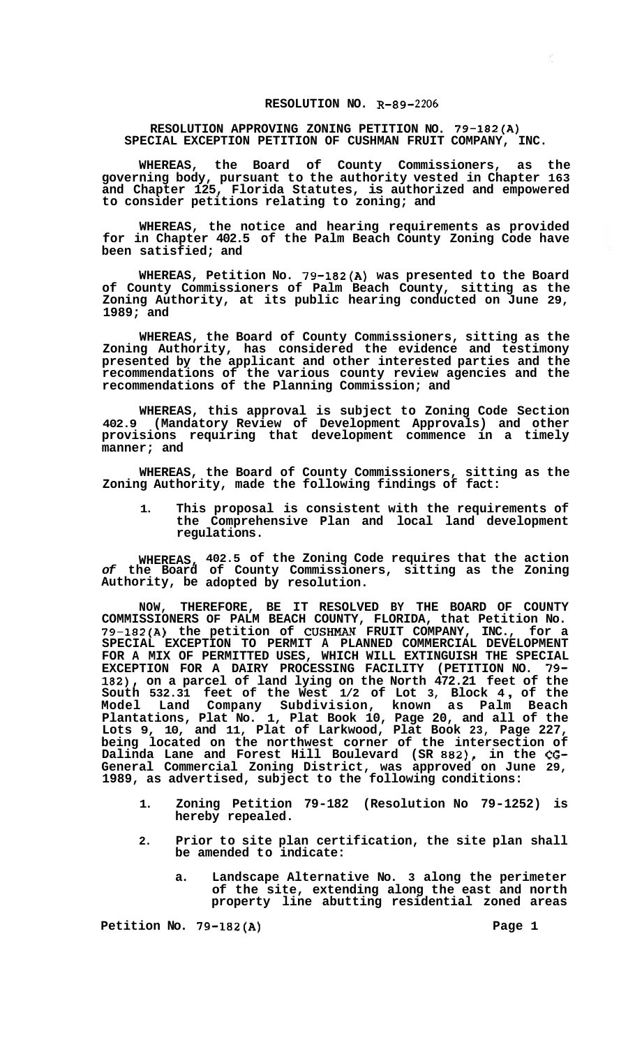# RESOLUTION NO. R-89-2206

## RESOLUTION APPROVING ZONING PETITION NO. 79-182(A) SPECIAL EXCEPTION PETITION OF CUSHMAN FRUIT COMPANY, INC.

**WHEREAS, the Board of County Commissioners, as the governing body, pursuant to the authority vested in Chapter 163 and Chapter 125, Florida Statutes, is authorized and empowered to consider petitions relating to zoning; and**

**WHEREAS, the notice and hearing requirements as provided for in Chapter 402.5 of the Palm Beach County Zoning Code have been satisfied; and**

**WHEREAS, Petition No. 79-182(A) was presented to the Board of County Commissioners of Palm Beach County, sitting as the Zoning Authority, at its public hearing conducted on June 29, 1989; and**

**WHEREAS, the Board of County Commissioners, sitting as the Zoning Authority, has considered the evidence and testimony presented by the applicant and other interested parties and the recommendations of the various county review agencies and the recommendations of the Planning Commission; and**

**WHEREAS, this approval is subject to Zoning Code Section 402.9 (Mandatory Review of Development Approvals) and other provisions requiring that development commence in a timely manner; and**

**WHEREAS, the Board of County Commissioners, sitting as the Zoning Authority, made the following findings of fact:**

1. **This proposal is consistent with the requirements of the Comprehensive Plan and local land development regulations.**

**WHEREAS, 402.5 of the Zoning Code requires that the action of the Board of County Commissioners, sitting as the Zoning Authority, be adopted by resolution.**

**NOW, THEREFORE, BE IT RESOLVED BY THE BOARD OF COUNTY COMMISSIONERS OF PALM BEACH COUNTY, FLORIDA, that Petition No. 79-182(A) the petition of CUSHMAN FRUIT COMPANY, INC., for a SPECIAL EXCEPTION TO PERMIT A PLANNED COMMERCIAL DEVELOPMENT FOR A MIX OF PERMITTED USES, WHICH WILL EXTINGUISH THE SPECIAL EXCEPTION FOR A DAIRY PROCESSING FACILITY (PETITION NO. 79-182), on a parcel of land lying on the North 472.21 feet of the South 532.31 feet of the West 1/2 of Lot 3, Block 4, of the Model Land Company Subdivision, known as Palm Beach Plantations, Plat No. 1, Plat Book 10, Page 20, and all of the Lots 9, 10, and 11, Plat of Larkwood, Plat Book 23, Page 227, being located on the northwest corner of the intersection of Dalinda Lane and Forest Hill Boulevard (SR 882), in the CG-General Commercial Zoning District, was approved on June 29, 1989, as advertised, subject to the following conditions:**

1. **Zoning Petition 79-182 (Resolution No 79-1252) is hereby repealed.**
2. **Prior to site plan certification, the site plan shall be amended to indicate:**
   a. **Landscape Alternative No. 3 along the perimeter of the site, extending along the east and north property line abutting residential zoned areas**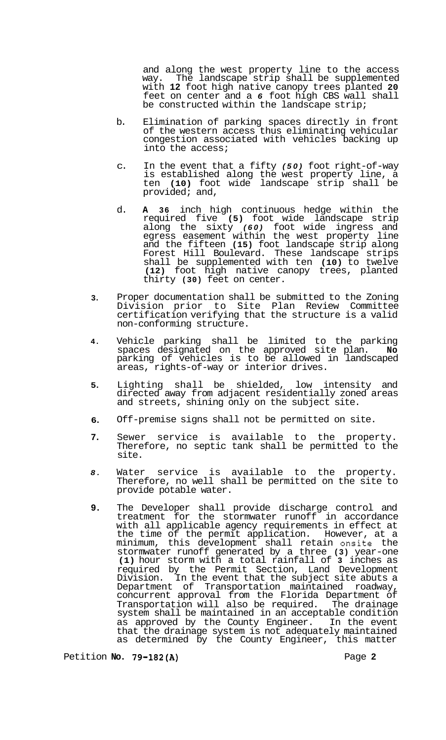and along the west property line to the access way. The landscape strip shall be supplemented with **12** foot high native canopy trees planted **20** feet on center and a *6* foot high CBS wall shall be constructed within the landscape strip;

b. Elimination of parking spaces directly in front of the western access thus eliminating vehicular congestion associated with vehicles backing up into the access;

c. In the event that a fifty *(50)* foot right-of-way is established along the west property line, a ten **(10)** foot wide landscape strip shall be provided; and,

d. **A 36** inch high continuous hedge within the required five **(5)** foot wide landscape strip along the sixty *(60)* foot wide ingress and egress easement within the west property line and the fifteen **(15)** foot landscape strip along Forest Hill Boulevard. These landscape strips shall be supplemented with ten **(10)** to twelve **(12)** foot high native canopy trees, planted thirty **(30)** feet on center.

**3.** Proper documentation shall be submitted to the Zoning Division prior to Site Plan Review Committee certification verifying that the structure is a valid non-conforming structure.

**4**. Vehicle parking shall be limited to the parking spaces designated on the approved site plan. **No** parking of vehicles is to be allowed in landscaped areas, rights-of-way or interior drives.

**5.** Lighting shall be shielded, low intensity and directed away from adjacent residentially zoned areas and streets, shining only on the subject site.

**6.** Off-premise signs shall not be permitted on site.

**7.** Sewer service is available to the property. Therefore, no septic tank shall be permitted to the site.

*8.* Water service is available to the property. Therefore, no well shall be permitted on the site to provide potable water.

**9.** The Developer shall provide discharge control and treatment for the stormwater runoff in accordance with all applicable agency requirements in effect at the time of the permit application. However, at a minimum, this development shall retain onsite the stormwater runoff generated by a three **(3)** year-one **(1)** hour storm with a total rainfall of **3** inches as required by the Permit Section, Land Development Division. In the event that the subject site abuts a Department of Transportation maintained roadway, concurrent approval from the Florida Department of Transportation will also be required. The drainage system shall be maintained in an acceptable condition as approved by the County Engineer. In the event that the drainage system is not adequately maintained as determined by the County Engineer, this matter

Petition **No. 79-182(A)**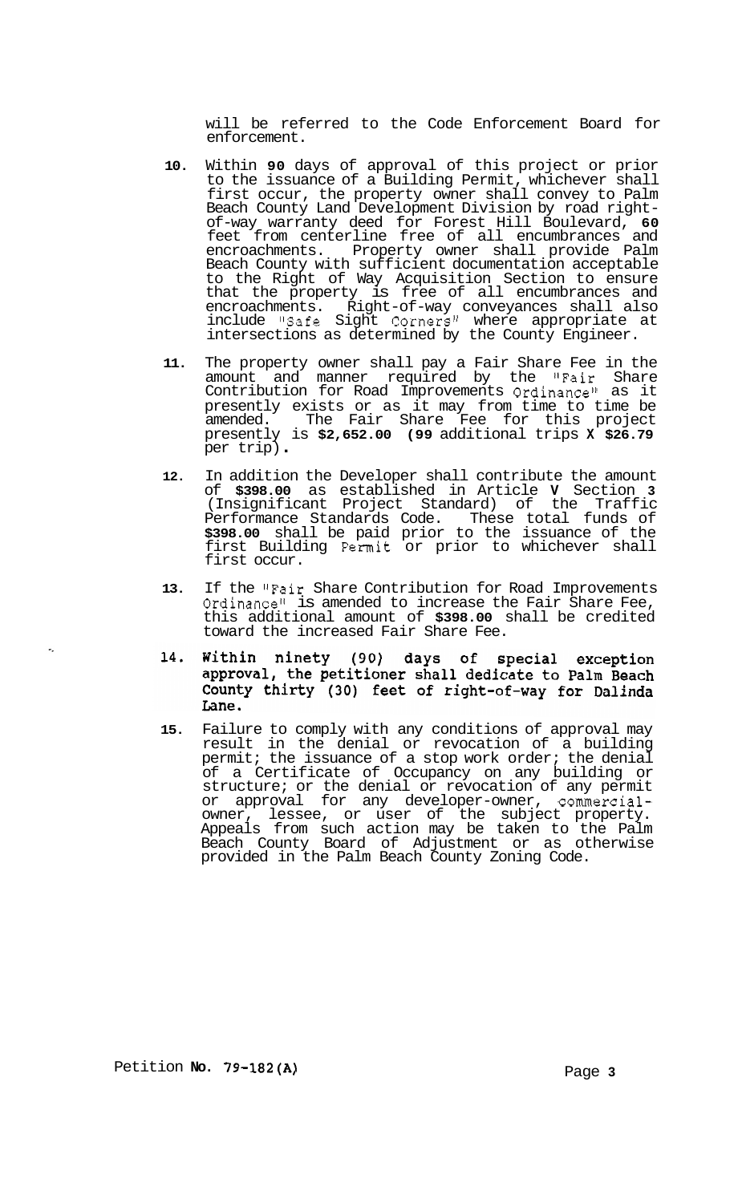will be referred to the Code Enforcement Board for enforcement.

10. Within **90** days of approval of this project or prior to the issuance of a Building Permit, whichever shall first occur, the property owner shall convey to Palm Beach County Land Development Division by road right-of-way warranty deed for Forest Hill Boulevard, **60** feet from centerline free of all encumbrances and encroachments. Property owner shall provide Palm Beach County with sufficient documentation acceptable to the Right of Way Acquisition Section to ensure that the property is free of all encumbrances and encroachments. Right-of-way conveyances shall also include "Safe Sight Corners" where appropriate at intersections as determined by the County Engineer.

11. The property owner shall pay a Fair Share Fee in the amount and manner required by the "Fair Share Contribution for Road Improvements Ordinance" as it presently exists or as it may from time to time be amended. The Fair Share Fee for this project presently is **$2,652.00 (99** additional trips **X $26.79** per trip).

12. In addition the Developer shall contribute the amount of **$398.00** as established in Article **V** Section **3** (Insignificant Project Standard) of the Traffic Performance Standards Code. These total funds of **$398.00** shall be paid prior to the issuance of the first Building Permit or prior to whichever shall first occur.

13. If the "Fair Share Contribution for Road Improvements Ordinance" is amended to increase the Fair Share Fee, this additional amount of **$398.00** shall be credited toward the increased Fair Share Fee.

14. **Within ninety (90) days of special exception approval, the petitioner shall dedicate to Palm Beach County thirty (30) feet of right-of-way for Dalinda Lane.**

15. Failure to comply with any conditions of approval may result in the denial or revocation of a building permit; the issuance of a stop work order; the denial of a Certificate of Occupancy on any building or structure; or the denial or revocation of any permit or approval for any developer-owner, commercial-owner, lessee, or user of the subject property. Appeals from such action may be taken to the Palm Beach County Board of Adjustment or as otherwise provided in the Palm Beach County Zoning Code.

Petition No. 79-182(A)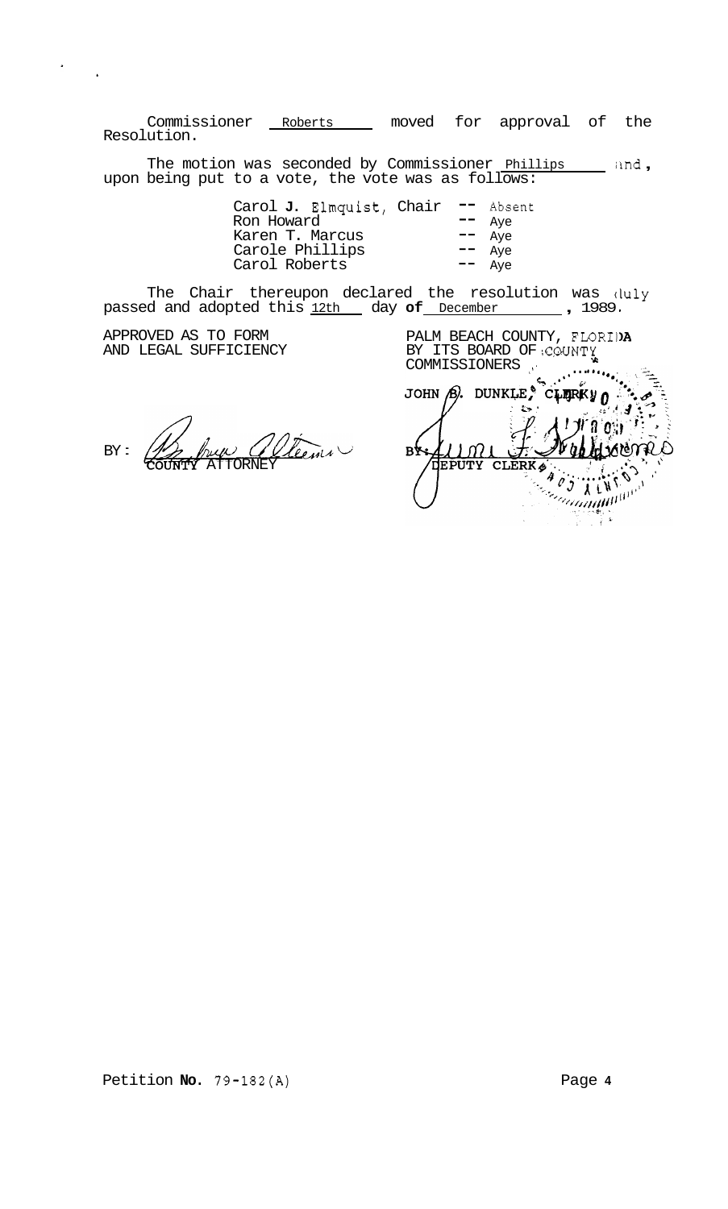Commissioner Roberts moved for approval of the Resolution.

The motion was seconded by Commissioner Phillips and, upon being put to a vote, the vote was as follows:

| | |
|---|---|
| Carol J. Elmquist, Chair | -- Absent |
| Ron Howard | -- Aye |
| Karen T. Marcus | -- Aye |
| Carole Phillips | -- Aye |
| Carol Roberts | -- Aye |

The Chair thereupon declared the resolution was duly passed and adopted this 12th day of December, 1989.

APPROVED AS TO FORM AND LEGAL SUFFICIENCY

BY: COUNTY ATTORNEY

PALM BEACH COUNTY, FLORIDA BY ITS BOARD OF COUNTY COMMISSIONERS

JOHN B. DUNKLE, CLERK

BY: DEPUTY CLERK

Petition No. 79-182(A)